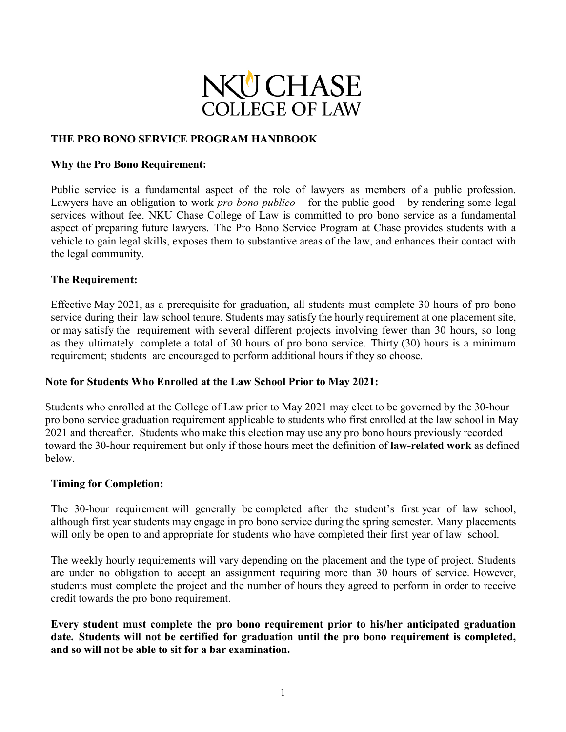# NKU CHASE COLLEGE OF LAW

## THE PRO BONO SERVICE PROGRAM HANDBOOK

### Why the Pro Bono Requirement:

Public service is a fundamental aspect of the role of lawyers as members of a public profession. Lawyers have an obligation to work *pro bono publico* – for the public good – by rendering some legal services without fee. NKU Chase College of Law is committed to pro bono service as a fundamental aspect of preparing future lawyers. The Pro Bono Service Program at Chase provides students with a vehicle to gain legal skills, exposes them to substantive areas of the law, and enhances their contact with the legal community.

### The Requirement:

Effective May 2021, as a prerequisite for graduation, all students must complete 30 hours of pro bono service during their law school tenure. Students may satisfy the hourly requirement at one placement site, or may satisfy the requirement with several different projects involving fewer than 30 hours, so long as they ultimately complete a total of 30 hours of pro bono service. Thirty (30) hours is a minimum requirement; students are encouraged to perform additional hours if they so choose.

### Note for Students Who Enrolled at the Law School Prior to May 2021:

Students who enrolled at the College of Law prior to May 2021 may elect to be governed by the 30-hour pro bono service graduation requirement applicable to students who first enrolled at the law school in May 2021 and thereafter. Students who make this election may use any pro bono hours previously recorded toward the 30-hour requirement but only if those hours meet the definition of **law-related work** as defined below.

### Timing for Completion:

The 30-hour requirement will generally be completed after the student's first year of law school, although first year students may engage in pro bono service during the spring semester. Many placements will only be open to and appropriate for students who have completed their first year of law school.

The weekly hourly requirements will vary depending on the placement and the type of project. Students are under no obligation to accept an assignment requiring more than 30 hours of service. However, students must complete the project and the number of hours they agreed to perform in order to receive credit towards the pro bono requirement.

**Every student must complete the pro bono requirement prior to his/her anticipated graduation date. Students will not be certified for graduation until the pro bono requirement is completed, and so will not be able to sit for a bar examination.**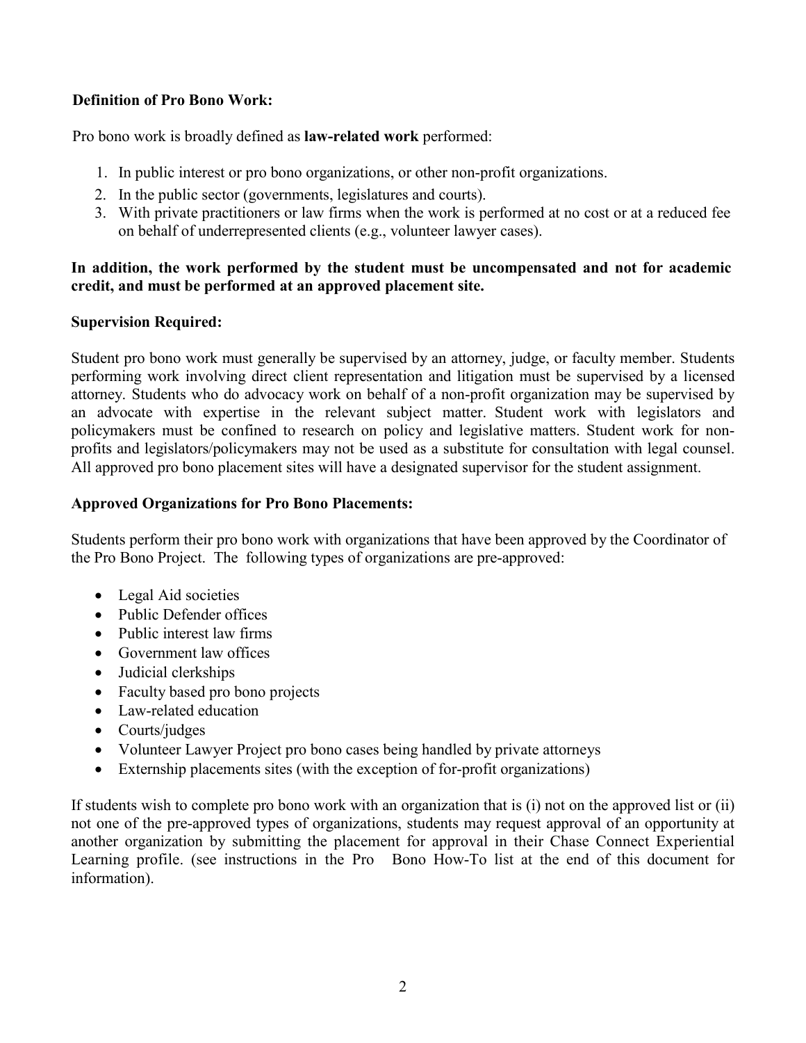**Definition of Pro Bono Work:**

Pro bono work is broadly defined as **law-related work** performed:

1. In public interest or pro bono organizations, or other non-profit organizations.
2. In the public sector (governments, legislatures and courts).
3. With private practitioners or law firms when the work is performed at no cost or at a reduced fee on behalf of underrepresented clients (e.g., volunteer lawyer cases).

**In addition, the work performed by the student must be uncompensated and not for academic credit, and must be performed at an approved placement site.**

**Supervision Required:**

Student pro bono work must generally be supervised by an attorney, judge, or faculty member. Students performing work involving direct client representation and litigation must be supervised by a licensed attorney. Students who do advocacy work on behalf of a non-profit organization may be supervised by an advocate with expertise in the relevant subject matter. Student work with legislators and policymakers must be confined to research on policy and legislative matters. Student work for non-profits and legislators/policymakers may not be used as a substitute for consultation with legal counsel. All approved pro bono placement sites will have a designated supervisor for the student assignment.

**Approved Organizations for Pro Bono Placements:**

Students perform their pro bono work with organizations that have been approved by the Coordinator of the Pro Bono Project. The following types of organizations are pre-approved:

- Legal Aid societies
- Public Defender offices
- Public interest law firms
- Government law offices
- Judicial clerkships
- Faculty based pro bono projects
- Law-related education
- Courts/judges
- Volunteer Lawyer Project pro bono cases being handled by private attorneys
- Externship placements sites (with the exception of for-profit organizations)

If students wish to complete pro bono work with an organization that is (i) not on the approved list or (ii) not one of the pre-approved types of organizations, students may request approval of an opportunity at another organization by submitting the placement for approval in their Chase Connect Experiential Learning profile. (see instructions in the Pro Bono How-To list at the end of this document for information).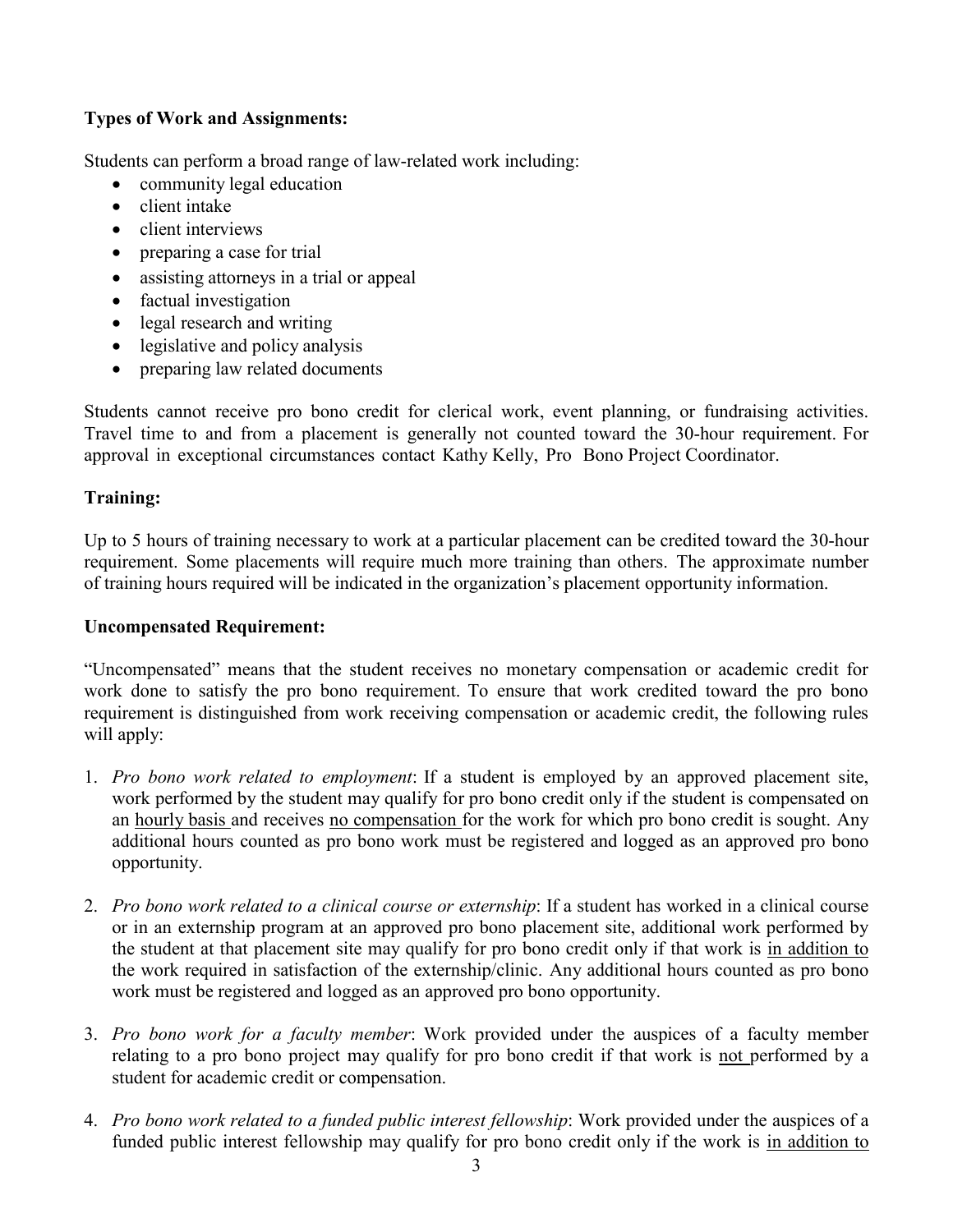**Types of Work and Assignments:**

Students can perform a broad range of law-related work including:

- community legal education
- client intake
- client interviews
- preparing a case for trial
- assisting attorneys in a trial or appeal
- factual investigation
- legal research and writing
- legislative and policy analysis
- preparing law related documents

Students cannot receive pro bono credit for clerical work, event planning, or fundraising activities. Travel time to and from a placement is generally not counted toward the 30-hour requirement. For approval in exceptional circumstances contact Kathy Kelly, Pro Bono Project Coordinator.

**Training:**

Up to 5 hours of training necessary to work at a particular placement can be credited toward the 30-hour requirement. Some placements will require much more training than others. The approximate number of training hours required will be indicated in the organization's placement opportunity information.

**Uncompensated Requirement:**

"Uncompensated" means that the student receives no monetary compensation or academic credit for work done to satisfy the pro bono requirement. To ensure that work credited toward the pro bono requirement is distinguished from work receiving compensation or academic credit, the following rules will apply:

1. *Pro bono work related to employment*: If a student is employed by an approved placement site, work performed by the student may qualify for pro bono credit only if the student is compensated on an hourly basis and receives no compensation for the work for which pro bono credit is sought. Any additional hours counted as pro bono work must be registered and logged as an approved pro bono opportunity.

2. *Pro bono work related to a clinical course or externship*: If a student has worked in a clinical course or in an externship program at an approved pro bono placement site, additional work performed by the student at that placement site may qualify for pro bono credit only if that work is in addition to the work required in satisfaction of the externship/clinic. Any additional hours counted as pro bono work must be registered and logged as an approved pro bono opportunity.

3. *Pro bono work for a faculty member*: Work provided under the auspices of a faculty member relating to a pro bono project may qualify for pro bono credit if that work is not performed by a student for academic credit or compensation.

4. *Pro bono work related to a funded public interest fellowship*: Work provided under the auspices of a funded public interest fellowship may qualify for pro bono credit only if the work is in addition to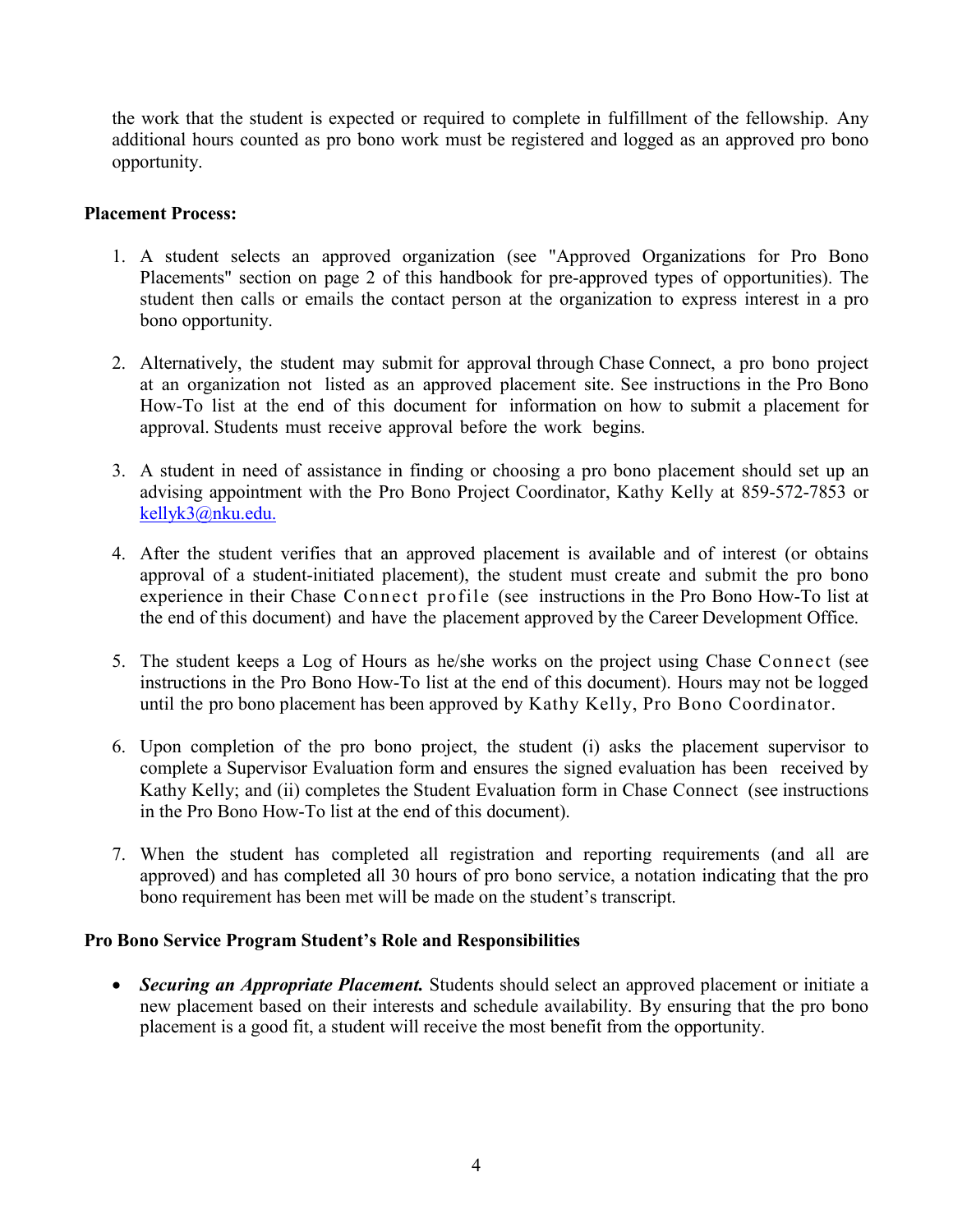the work that the student is expected or required to complete in fulfillment of the fellowship. Any additional hours counted as pro bono work must be registered and logged as an approved pro bono opportunity.

**Placement Process:**

1. A student selects an approved organization (see "Approved Organizations for Pro Bono Placements" section on page 2 of this handbook for pre-approved types of opportunities). The student then calls or emails the contact person at the organization to express interest in a pro bono opportunity.

2. Alternatively, the student may submit for approval through Chase Connect, a pro bono project at an organization not listed as an approved placement site. See instructions in the Pro Bono How-To list at the end of this document for information on how to submit a placement for approval. Students must receive approval before the work begins.

3. A student in need of assistance in finding or choosing a pro bono placement should set up an advising appointment with the Pro Bono Project Coordinator, Kathy Kelly at 859-572-7853 or kellyk3@nku.edu.

4. After the student verifies that an approved placement is available and of interest (or obtains approval of a student-initiated placement), the student must create and submit the pro bono experience in their Chase Connect profile (see instructions in the Pro Bono How-To list at the end of this document) and have the placement approved by the Career Development Office.

5. The student keeps a Log of Hours as he/she works on the project using Chase Connect (see instructions in the Pro Bono How-To list at the end of this document). Hours may not be logged until the pro bono placement has been approved by Kathy Kelly, Pro Bono Coordinator.

6. Upon completion of the pro bono project, the student (i) asks the placement supervisor to complete a Supervisor Evaluation form and ensures the signed evaluation has been received by Kathy Kelly; and (ii) completes the Student Evaluation form in Chase Connect (see instructions in the Pro Bono How-To list at the end of this document).

7. When the student has completed all registration and reporting requirements (and all are approved) and has completed all 30 hours of pro bono service, a notation indicating that the pro bono requirement has been met will be made on the student's transcript.

**Pro Bono Service Program Student's Role and Responsibilities**

- ***Securing an Appropriate Placement.*** Students should select an approved placement or initiate a new placement based on their interests and schedule availability. By ensuring that the pro bono placement is a good fit, a student will receive the most benefit from the opportunity.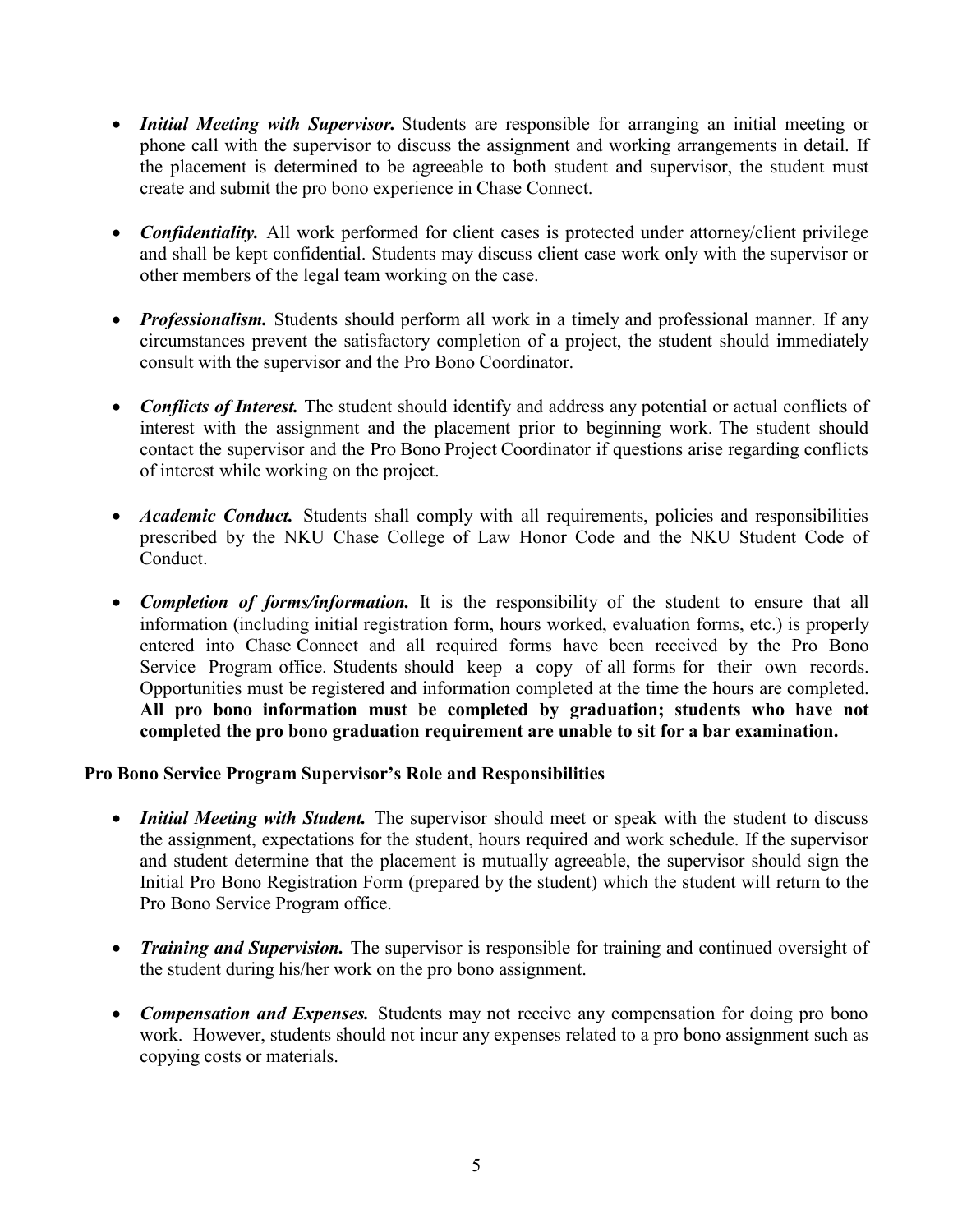- ***Initial Meeting with Supervisor.*** Students are responsible for arranging an initial meeting or phone call with the supervisor to discuss the assignment and working arrangements in detail. If the placement is determined to be agreeable to both student and supervisor, the student must create and submit the pro bono experience in Chase Connect.

- ***Confidentiality.*** All work performed for client cases is protected under attorney/client privilege and shall be kept confidential. Students may discuss client case work only with the supervisor or other members of the legal team working on the case.

- ***Professionalism.*** Students should perform all work in a timely and professional manner. If any circumstances prevent the satisfactory completion of a project, the student should immediately consult with the supervisor and the Pro Bono Coordinator.

- ***Conflicts of Interest.*** The student should identify and address any potential or actual conflicts of interest with the assignment and the placement prior to beginning work. The student should contact the supervisor and the Pro Bono Project Coordinator if questions arise regarding conflicts of interest while working on the project.

- ***Academic Conduct.*** Students shall comply with all requirements, policies and responsibilities prescribed by the NKU Chase College of Law Honor Code and the NKU Student Code of Conduct.

- ***Completion of forms/information.*** It is the responsibility of the student to ensure that all information (including initial registration form, hours worked, evaluation forms, etc.) is properly entered into Chase Connect and all required forms have been received by the Pro Bono Service Program office. Students should keep a copy of all forms for their own records. Opportunities must be registered and information completed at the time the hours are completed. **All pro bono information must be completed by graduation; students who have not completed the pro bono graduation requirement are unable to sit for a bar examination.**

**Pro Bono Service Program Supervisor's Role and Responsibilities**

- ***Initial Meeting with Student.*** The supervisor should meet or speak with the student to discuss the assignment, expectations for the student, hours required and work schedule. If the supervisor and student determine that the placement is mutually agreeable, the supervisor should sign the Initial Pro Bono Registration Form (prepared by the student) which the student will return to the Pro Bono Service Program office.

- ***Training and Supervision.*** The supervisor is responsible for training and continued oversight of the student during his/her work on the pro bono assignment.

- ***Compensation and Expenses.*** Students may not receive any compensation for doing pro bono work. However, students should not incur any expenses related to a pro bono assignment such as copying costs or materials.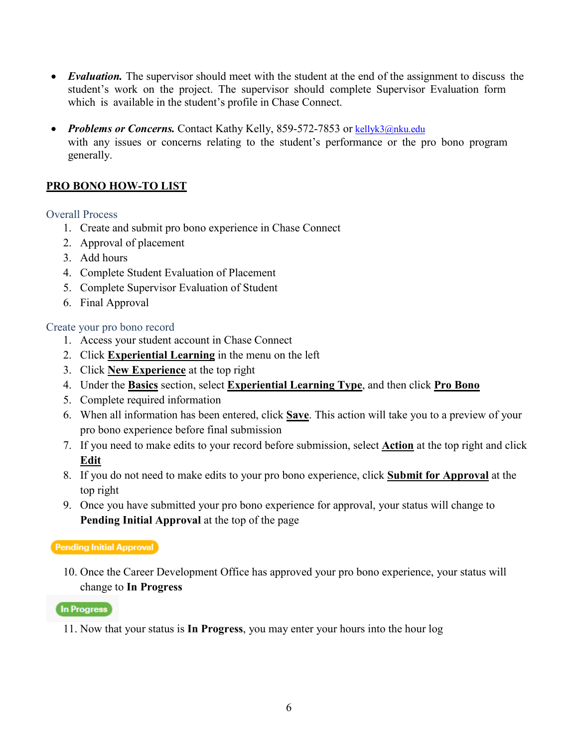- ***Evaluation.*** The supervisor should meet with the student at the end of the assignment to discuss the student's work on the project. The supervisor should complete Supervisor Evaluation form which is available in the student's profile in Chase Connect.

- ***Problems or Concerns.*** Contact Kathy Kelly, 859-572-7853 or kellyk3@nku.edu with any issues or concerns relating to the student's performance or the pro bono program generally.

## PRO BONO HOW-TO LIST

### Overall Process

1. Create and submit pro bono experience in Chase Connect
2. Approval of placement
3. Add hours
4. Complete Student Evaluation of Placement
5. Complete Supervisor Evaluation of Student
6. Final Approval

### Create your pro bono record

1. Access your student account in Chase Connect
2. Click **Experiential Learning** in the menu on the left
3. Click **New Experience** at the top right
4. Under the **Basics** section, select **Experiential Learning Type**, and then click **Pro Bono**
5. Complete required information
6. When all information has been entered, click **Save**. This action will take you to a preview of your pro bono experience before final submission
7. If you need to make edits to your record before submission, select **Action** at the top right and click **Edit**
8. If you do not need to make edits to your pro bono experience, click **Submit for Approval** at the top right
9. Once you have submitted your pro bono experience for approval, your status will change to **Pending Initial Approval** at the top of the page

Pending Initial Approval

10. Once the Career Development Office has approved your pro bono experience, your status will change to **In Progress**

In Progress

11. Now that your status is **In Progress**, you may enter your hours into the hour log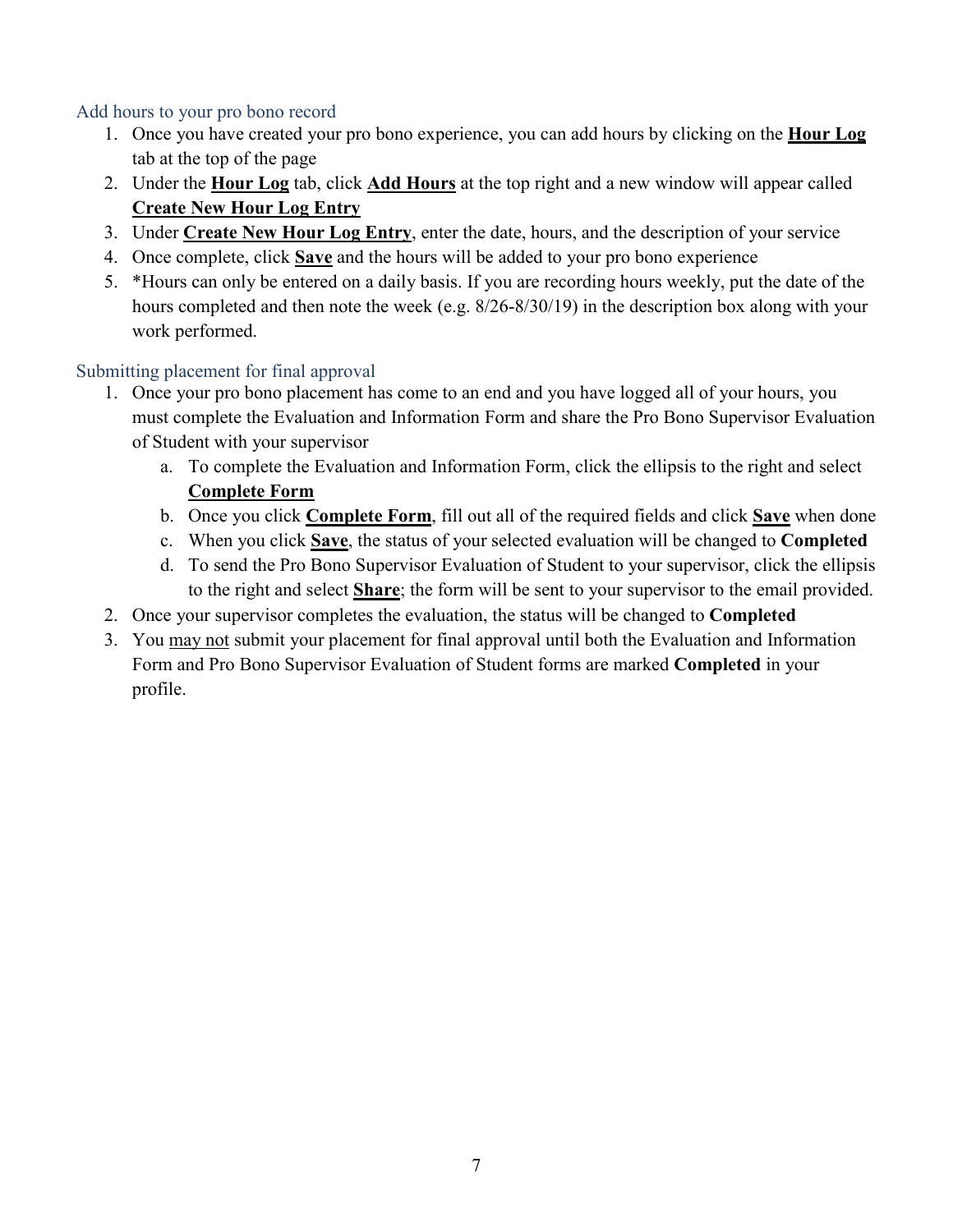### Add hours to your pro bono record

1. Once you have created your pro bono experience, you can add hours by clicking on the **Hour Log** tab at the top of the page
2. Under the **Hour Log** tab, click **Add Hours** at the top right and a new window will appear called **Create New Hour Log Entry**
3. Under **Create New Hour Log Entry**, enter the date, hours, and the description of your service
4. Once complete, click **Save** and the hours will be added to your pro bono experience
5. *Hours can only be entered on a daily basis. If you are recording hours weekly, put the date of the hours completed and then note the week (e.g. 8/26-8/30/19) in the description box along with your work performed.

### Submitting placement for final approval

1. Once your pro bono placement has come to an end and you have logged all of your hours, you must complete the Evaluation and Information Form and share the Pro Bono Supervisor Evaluation of Student with your supervisor
   a. To complete the Evaluation and Information Form, click the ellipsis to the right and select **Complete Form**
   b. Once you click **Complete Form**, fill out all of the required fields and click **Save** when done
   c. When you click **Save**, the status of your selected evaluation will be changed to **Completed**
   d. To send the Pro Bono Supervisor Evaluation of Student to your supervisor, click the ellipsis to the right and select **Share**; the form will be sent to your supervisor to the email provided.
2. Once your supervisor completes the evaluation, the status will be changed to **Completed**
3. You may not submit your placement for final approval until both the Evaluation and Information Form and Pro Bono Supervisor Evaluation of Student forms are marked **Completed** in your profile.